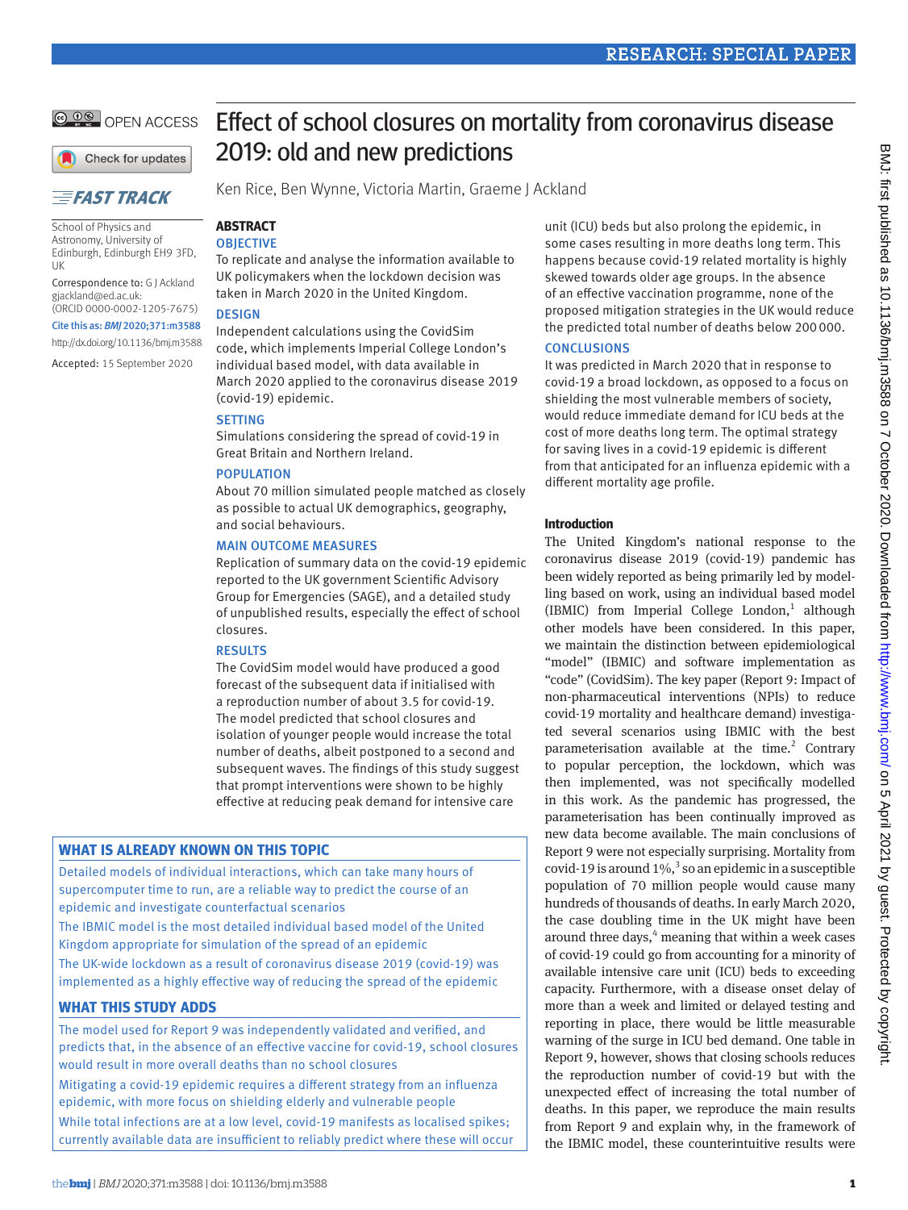# Effect of school closures on mortality from coronavirus disease 2019: old and new predictions

Ken Rice, Ben Wynne, Victoria Martin, Graeme J Ackland

School of Physics and Astronomy, University of Edinburgh, Edinburgh EH9 3FD, UK

Correspondence to: G J Ackland gjackland@ed.ac.uk: (ORCID 0000-0002-1205-7675)

Cite this as: *BMJ* 2020;371:m3588

http://dx.doi.org/10.1136/bmj.m3588

Accepted: 15 September 2020

## ABSTRACT

### OBJECTIVE

To replicate and analyse the information available to UK policymakers when the lockdown decision was taken in March 2020 in the United Kingdom.

### DESIGN

Independent calculations using the CovidSim code, which implements Imperial College London's individual based model, with data available in March 2020 applied to the coronavirus disease 2019 (covid-19) epidemic.

### SETTING

Simulations considering the spread of covid-19 in Great Britain and Northern Ireland.

### POPULATION

About 70 million simulated people matched as closely as possible to actual UK demographics, geography, and social behaviours.

### MAIN OUTCOME MEASURES

Replication of summary data on the covid-19 epidemic reported to the UK government Scientific Advisory Group for Emergencies (SAGE), and a detailed study of unpublished results, especially the effect of school closures.

### RESULTS

The CovidSim model would have produced a good forecast of the subsequent data if initialised with a reproduction number of about 3.5 for covid-19. The model predicted that school closures and isolation of younger people would increase the total number of deaths, albeit postponed to a second and subsequent waves. The findings of this study suggest that prompt interventions were shown to be highly effective at reducing peak demand for intensive care unit (ICU) beds but also prolong the epidemic, in some cases resulting in more deaths long term. This happens because covid-19 related mortality is highly skewed towards older age groups. In the absence of an effective vaccination programme, none of the proposed mitigation strategies in the UK would reduce the predicted total number of deaths below 200 000.

### CONCLUSIONS

It was predicted in March 2020 that in response to covid-19 a broad lockdown, as opposed to a focus on shielding the most vulnerable members of society, would reduce immediate demand for ICU beds at the cost of more deaths long term. The optimal strategy for saving lives in a covid-19 epidemic is different from that anticipated for an influenza epidemic with a different mortality age profile.

## WHAT IS ALREADY KNOWN ON THIS TOPIC

Detailed models of individual interactions, which can take many hours of supercomputer time to run, are a reliable way to predict the course of an epidemic and investigate counterfactual scenarios

The IBMIC model is the most detailed individual based model of the United Kingdom appropriate for simulation of the spread of an epidemic

The UK-wide lockdown as a result of coronavirus disease 2019 (covid-19) was implemented as a highly effective way of reducing the spread of the epidemic

## WHAT THIS STUDY ADDS

The model used for Report 9 was independently validated and verified, and predicts that, in the absence of an effective vaccine for covid-19, school closures would result in more overall deaths than no school closures

Mitigating a covid-19 epidemic requires a different strategy from an influenza epidemic, with more focus on shielding elderly and vulnerable people

While total infections are at a low level, covid-19 manifests as localised spikes; currently available data are insufficient to reliably predict where these will occur

## Introduction

The United Kingdom's national response to the coronavirus disease 2019 (covid-19) pandemic has been widely reported as being primarily led by modelling based on work, using an individual based model (IBMIC) from Imperial College London,[1] although other models have been considered. In this paper, we maintain the distinction between epidemiological "model" (IBMIC) and software implementation as "code" (CovidSim). The key paper (Report 9: Impact of non-pharmaceutical interventions (NPIs) to reduce covid-19 mortality and healthcare demand) investigated several scenarios using IBMIC with the best parameterisation available at the time.[2] Contrary to popular perception, the lockdown, which was then implemented, was not specifically modelled in this work. As the pandemic has progressed, the parameterisation has been continually improved as new data become available. The main conclusions of Report 9 were not especially surprising. Mortality from covid-19 is around 1%,[3] so an epidemic in a susceptible population of 70 million people would cause many hundreds of thousands of deaths. In early March 2020, the case doubling time in the UK might have been around three days,[4] meaning that within a week cases of covid-19 could go from accounting for a minority of available intensive care unit (ICU) beds to exceeding capacity. Furthermore, with a disease onset delay of more than a week and limited or delayed testing and reporting in place, there would be little measurable warning of the surge in ICU bed demand. One table in Report 9, however, shows that closing schools reduces the reproduction number of covid-19 but with the unexpected effect of increasing the total number of deaths. In this paper, we reproduce the main results from Report 9 and explain why, in the framework of the IBMIC model, these counterintuitive results were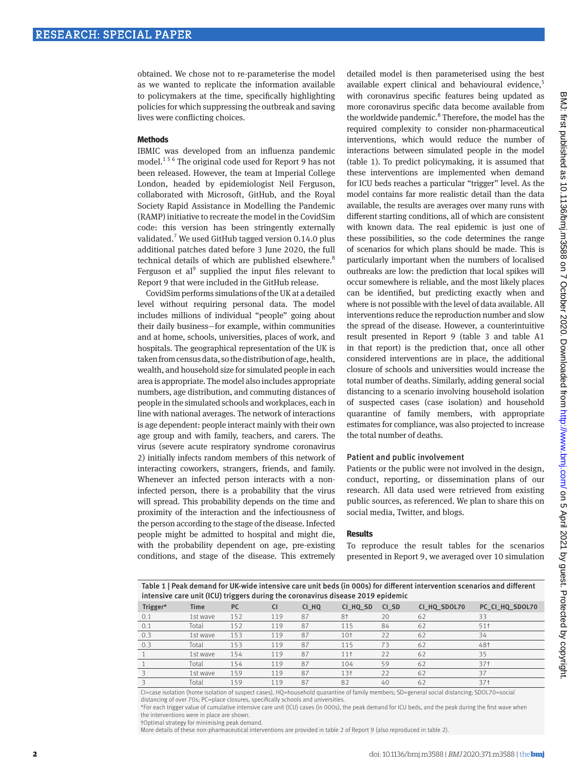obtained. We chose not to re-parameterise the model as we wanted to replicate the information available to policymakers at the time, specifically highlighting policies for which suppressing the outbreak and saving lives were conflicting choices.

### Methods

IBMIC was developed from an influenza pandemic model.[1 5 6] The original code used for Report 9 has not been released. However, the team at Imperial College London, headed by epidemiologist Neil Ferguson, collaborated with Microsoft, GitHub, and the Royal Society Rapid Assistance in Modelling the Pandemic (RAMP) initiative to recreate the model in the CovidSim code: this version has been stringently externally validated.[7] We used GitHub tagged version 0.14.0 plus additional patches dated before 3 June 2020, the full technical details of which are published elsewhere.[8] Ferguson et al[9] supplied the input files relevant to Report 9 that were included in the GitHub release.

CovidSim performs simulations of the UK at a detailed level without requiring personal data. The model includes millions of individual "people" going about their daily business—for example, within communities and at home, schools, universities, places of work, and hospitals. The geographical representation of the UK is taken from census data, so the distribution of age, health, wealth, and household size for simulated people in each area is appropriate. The model also includes appropriate numbers, age distribution, and commuting distances of people in the simulated schools and workplaces, each in line with national averages. The network of interactions is age dependent: people interact mainly with their own age group and with family, teachers, and carers. The virus (severe acute respiratory syndrome coronavirus 2) initially infects random members of this network of interacting coworkers, strangers, friends, and family. Whenever an infected person interacts with a non-infected person, there is a probability that the virus will spread. This probability depends on the time and proximity of the interaction and the infectiousness of the person according to the stage of the disease. Infected people might be admitted to hospital and might die, with the probability dependent on age, pre-existing conditions, and stage of the disease. This extremely detailed model is then parameterised using the best available expert clinical and behavioural evidence,[5] with coronavirus specific features being updated as more coronavirus specific data become available from the worldwide pandemic.[8] Therefore, the model has the required complexity to consider non-pharmaceutical interventions, which would reduce the number of interactions between simulated people in the model (table 1). To predict policymaking, it is assumed that these interventions are implemented when demand for ICU beds reaches a particular "trigger" level. As the model contains far more realistic detail than the data available, the results are averages over many runs with different starting conditions, all of which are consistent with known data. The real epidemic is just one of these possibilities, so the code determines the range of scenarios for which plans should be made. This is particularly important when the numbers of localised outbreaks are low: the prediction that local spikes will occur somewhere is reliable, and the most likely places can be identified, but predicting exactly when and where is not possible with the level of data available. All interventions reduce the reproduction number and slow the spread of the disease. However, a counterintuitive result presented in Report 9 (table 3 and table A1 in that report) is the prediction that, once all other considered interventions are in place, the additional closure of schools and universities would increase the total number of deaths. Similarly, adding general social distancing to a scenario involving household isolation of suspected cases (case isolation) and household quarantine of family members, with appropriate estimates for compliance, was also projected to increase the total number of deaths.

#### Patient and public involvement

Patients or the public were not involved in the design, conduct, reporting, or dissemination plans of our research. All data used were retrieved from existing public sources, as referenced. We plan to share this on social media, Twitter, and blogs.

### Results

To reproduce the result tables for the scenarios presented in Report 9, we averaged over 10 simulation

Table 1 | Peak demand for UK-wide intensive care unit beds (in 000s) for different intervention scenarios and different intensive care unit (ICU) triggers during the coronavirus disease 2019 epidemic

| Trigger* | Time | PC | CI | CI_HQ | CI_HQ_SD | CI_SD | CI_HQ_SDOL70 | PC_CI_HQ_SDOL70 |
|---|---|---|---|---|---|---|---|---|
| 0.1 | 1st wave | 152 | 119 | 87 | 8† | 20 | 62 | 33 |
| 0.1 | Total | 152 | 119 | 87 | 115 | 84 | 62 | 51† |
| 0.3 | 1st wave | 153 | 119 | 87 | 10† | 22 | 62 | 34 |
| 0.3 | Total | 153 | 119 | 87 | 115 | 73 | 62 | 48† |
| 1 | 1st wave | 154 | 119 | 87 | 11† | 22 | 62 | 35 |
| 1 | Total | 154 | 119 | 87 | 104 | 59 | 62 | 37† |
| 3 | 1st wave | 159 | 119 | 87 | 13† | 22 | 62 | 37 |
| 3 | Total | 159 | 119 | 87 | 82 | 40 | 62 | 37† |

CI=case isolation (home isolation of suspect cases), HQ=household quarantine of family members; SD=general social distancing; SDOL70=social distancing of over 70s; PC=place closures, specifically schools and universities.

*For each trigger value of cumulative intensive care unit (ICU) cases (in 000s), the peak demand for ICU beds, and the peak during the first wave when the interventions were in place are shown.

†Optimal strategy for minimising peak demand.

More details of these non-pharmaceutical interventions are provided in table 2 of Report 9 (also reproduced in table 2).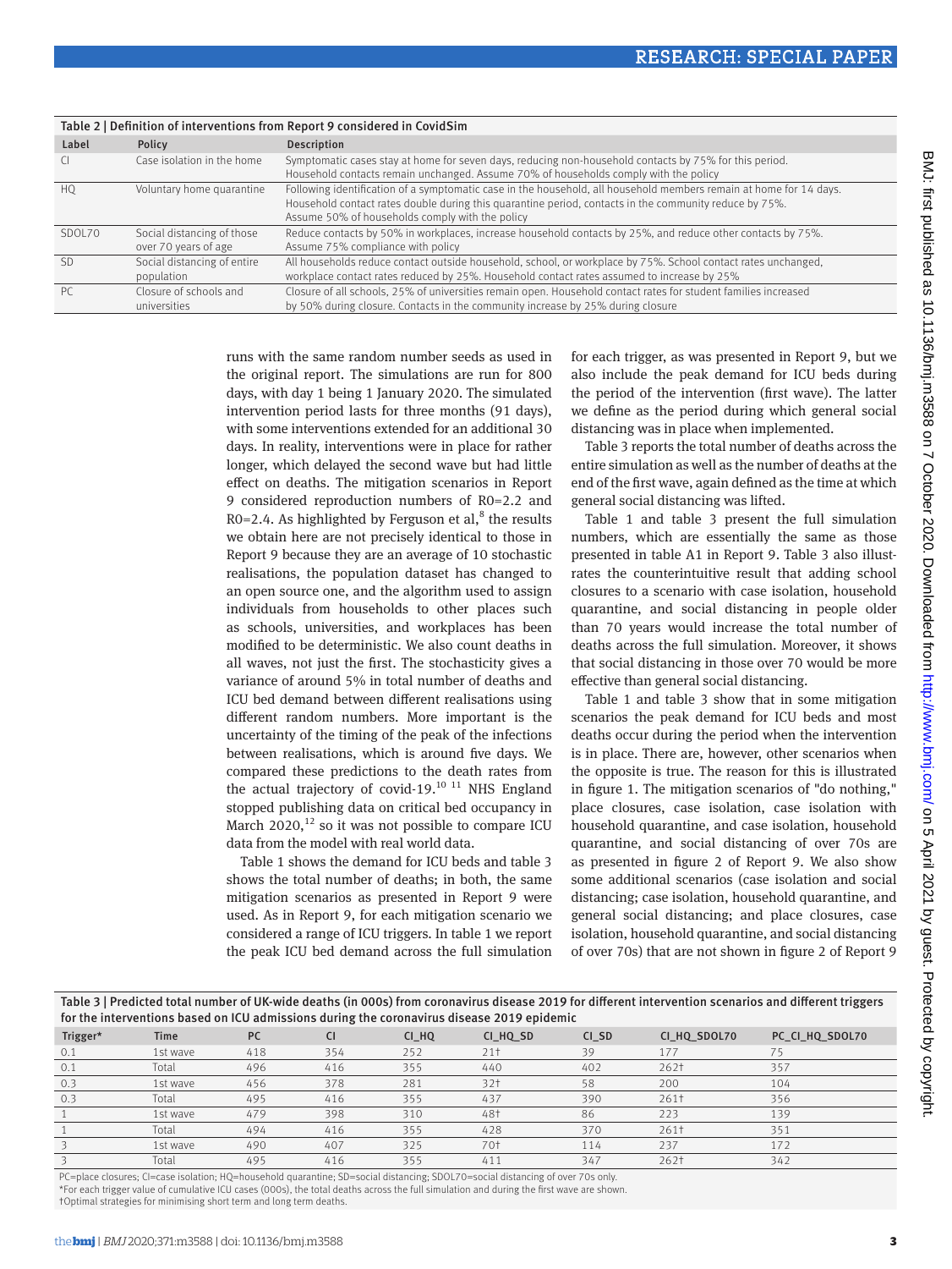Table 2 | Definition of interventions from Report 9 considered in CovidSim

| Label | Policy | Description |
|---|---|---|
| CI | Case isolation in the home | Symptomatic cases stay at home for seven days, reducing non-household contacts by 75% for this period. Household contacts remain unchanged. Assume 70% of households comply with the policy |
| HQ | Voluntary home quarantine | Following identification of a symptomatic case in the household, all household members remain at home for 14 days. Household contact rates double during this quarantine period, contacts in the community reduce by 75%. Assume 50% of households comply with the policy |
| SDOL70 | Social distancing of those over 70 years of age | Reduce contacts by 50% in workplaces, increase household contacts by 25%, and reduce other contacts by 75%. Assume 75% compliance with policy |
| SD | Social distancing of entire population | All households reduce contact outside household, school, or workplace by 75%. School contact rates unchanged, workplace contact rates reduced by 25%. Household contact rates assumed to increase by 25% |
| PC | Closure of schools and universities | Closure of all schools, 25% of universities remain open. Household contact rates for student families increased by 50% during closure. Contacts in the community increase by 25% during closure |

runs with the same random number seeds as used in the original report. The simulations are run for 800 days, with day 1 being 1 January 2020. The simulated intervention period lasts for three months (91 days), with some interventions extended for an additional 30 days. In reality, interventions were in place for rather longer, which delayed the second wave but had little effect on deaths. The mitigation scenarios in Report 9 considered reproduction numbers of R0=2.2 and R0=2.4. As highlighted by Ferguson et al,[8] the results we obtain here are not precisely identical to those in Report 9 because they are an average of 10 stochastic realisations, the population dataset has changed to an open source one, and the algorithm used to assign individuals from households to other places such as schools, universities, and workplaces has been modified to be deterministic. We also count deaths in all waves, not just the first. The stochasticity gives a variance of around 5% in total number of deaths and ICU bed demand between different realisations using different random numbers. More important is the uncertainty of the timing of the peak of the infections between realisations, which is around five days. We compared these predictions to the death rates from the actual trajectory of covid-19.[10,11] NHS England stopped publishing data on critical bed occupancy in March 2020,[12] so it was not possible to compare ICU data from the model with real world data.

Table 1 shows the demand for ICU beds and table 3 shows the total number of deaths; in both, the same mitigation scenarios as presented in Report 9 were used. As in Report 9, for each mitigation scenario we considered a range of ICU triggers. In table 1 we report the peak ICU bed demand across the full simulation for each trigger, as was presented in Report 9, but we also include the peak demand for ICU beds during the period of the intervention (first wave). The latter we define as the period during which general social distancing was in place when implemented.

Table 3 reports the total number of deaths across the entire simulation as well as the number of deaths at the end of the first wave, again defined as the time at which general social distancing was lifted.

Table 1 and table 3 present the full simulation numbers, which are essentially the same as those presented in table A1 in Report 9. Table 3 also illustrates the counterintuitive result that adding school closures to a scenario with case isolation, household quarantine, and social distancing in people older than 70 years would increase the total number of deaths across the full simulation. Moreover, it shows that social distancing in those over 70 would be more effective than general social distancing.

Table 1 and table 3 show that in some mitigation scenarios the peak demand for ICU beds and most deaths occur during the period when the intervention is in place. There are, however, other scenarios when the opposite is true. The reason for this is illustrated in figure 1. The mitigation scenarios of "do nothing," place closures, case isolation, case isolation with household quarantine, and case isolation, household quarantine, and social distancing of over 70s are as presented in figure 2 of Report 9. We also show some additional scenarios (case isolation and social distancing; case isolation, household quarantine, and general social distancing; and place closures, case isolation, household quarantine, and social distancing of over 70s) that are not shown in figure 2 of Report 9

Table 3 | Predicted total number of UK-wide deaths (in 000s) from coronavirus disease 2019 for different intervention scenarios and different triggers for the interventions based on ICU admissions during the coronavirus disease 2019 epidemic

| Trigger* | Time | PC | CI | CI_HQ | CI_HQ_SD | CI_SD | CI_HQ_SDOL70 | PC_CI_HQ_SDOL70 |
|---|---|---|---|---|---|---|---|---|
| 0.1 | 1st wave | 418 | 354 | 252 | 21† | 39 | 177 | 75 |
| 0.1 | Total | 496 | 416 | 355 | 440 | 402 | 262† | 357 |
| 0.3 | 1st wave | 456 | 378 | 281 | 32† | 58 | 200 | 104 |
| 0.3 | Total | 495 | 416 | 355 | 437 | 390 | 261† | 356 |
| 1 | 1st wave | 479 | 398 | 310 | 48† | 86 | 223 | 139 |
| 1 | Total | 494 | 416 | 355 | 428 | 370 | 261† | 351 |
| 3 | 1st wave | 490 | 407 | 325 | 70† | 114 | 237 | 172 |
| 3 | Total | 495 | 416 | 355 | 411 | 347 | 262† | 342 |

PC=place closures; CI=case isolation; HQ=household quarantine; SD=social distancing; SDOL70=social distancing of over 70s only.
*For each trigger value of cumulative ICU cases (000s), the total deaths across the full simulation and during the first wave are shown.
†Optimal strategies for minimising short term and long term deaths.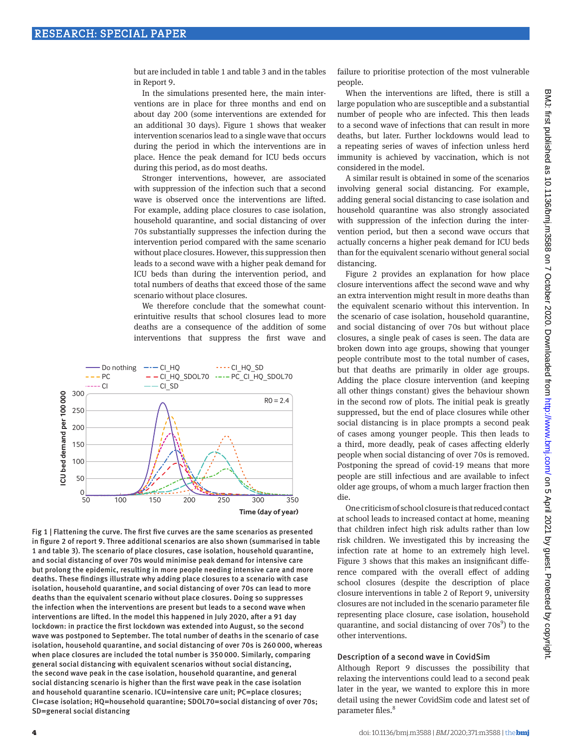but are included in table 1 and table 3 and in the tables in Report 9.

In the simulations presented here, the main interventions are in place for three months and end on about day 200 (some interventions are extended for an additional 30 days). Figure 1 shows that weaker intervention scenarios lead to a single wave that occurs during the period in which the interventions are in place. Hence the peak demand for ICU beds occurs during this period, as do most deaths.

Stronger interventions, however, are associated with suppression of the infection such that a second wave is observed once the interventions are lifted. For example, adding place closures to case isolation, household quarantine, and social distancing of over 70s substantially suppresses the infection during the intervention period compared with the same scenario without place closures. However, this suppression then leads to a second wave with a higher peak demand for ICU beds than during the intervention period, and total numbers of deaths that exceed those of the same scenario without place closures.

We therefore conclude that the somewhat counterintuitive results that school closures lead to more deaths are a consequence of the addition of some interventions that suppress the first wave and failure to prioritise protection of the most vulnerable people.

When the interventions are lifted, there is still a large population who are susceptible and a substantial number of people who are infected. This then leads to a second wave of infections that can result in more deaths, but later. Further lockdowns would lead to a repeating series of waves of infection unless herd immunity is achieved by vaccination, which is not considered in the model.

A similar result is obtained in some of the scenarios involving general social distancing. For example, adding general social distancing to case isolation and household quarantine was also strongly associated with suppression of the infection during the intervention period, but then a second wave occurs that actually concerns a higher peak demand for ICU beds than for the equivalent scenario without general social distancing.

Figure 2 provides an explanation for how place closure interventions affect the second wave and why an extra intervention might result in more deaths than the equivalent scenario without this intervention. In the scenario of case isolation, household quarantine, and social distancing of over 70s but without place closures, a single peak of cases is seen. The data are broken down into age groups, showing that younger people contribute most to the total number of cases, but that deaths are primarily in older age groups. Adding the place closure intervention (and keeping all other things constant) gives the behaviour shown in the second row of plots. The initial peak is greatly suppressed, but the end of place closures while other social distancing is in place prompts a second peak of cases among younger people. This then leads to a third, more deadly, peak of cases affecting elderly people when social distancing of over 70s is removed. Postponing the spread of covid-19 means that more people are still infectious and are available to infect older age groups, of whom a much larger fraction then die.

One criticism of school closure is that reduced contact at school leads to increased contact at home, meaning that children infect high risk adults rather than low risk children. We investigated this by increasing the infection rate at home to an extremely high level. Figure 3 shows that this makes an insignificant difference compared with the overall effect of adding school closures (despite the description of place closure interventions in table 2 of Report 9, university closures are not included in the scenario parameter file representing place closure, case isolation, household quarantine, and social distancing of over 70s[9]) to the other interventions.

Fig 1 | Flattening the curve. The first five curves are the same scenarios as presented in figure 2 of report 9. Three additional scenarios are also shown (summarised in table 1 and table 3). The scenario of place closures, case isolation, household quarantine, and social distancing of over 70s would minimise peak demand for intensive care but prolong the epidemic, resulting in more people needing intensive care and more deaths. These findings illustrate why adding place closures to a scenario with case isolation, household quarantine, and social distancing of over 70s can lead to more deaths than the equivalent scenario without place closures. Doing so suppresses the infection when the interventions are present but leads to a second wave when interventions are lifted. In the model this happened in July 2020, after a 91 day lockdown: in practice the first lockdown was extended into August, so the second wave was postponed to September. The total number of deaths in the scenario of case isolation, household quarantine, and social distancing of over 70s is 260 000, whereas when place closures are included the total number is 350 000. Similarly, comparing general social distancing with equivalent scenarios without social distancing, the second wave peak in the case isolation, household quarantine, and general social distancing scenario is higher than the first wave peak in the case isolation and household quarantine scenario. ICU=intensive care unit; PC=place closures; CI=case isolation; HQ=household quarantine; SDOL70=social distancing of over 70s; SD=general social distancing

## Description of a second wave in CovidSim

Although Report 9 discusses the possibility that relaxing the interventions could lead to a second peak later in the year, we wanted to explore this in more detail using the newer CovidSim code and latest set of parameter files.[8]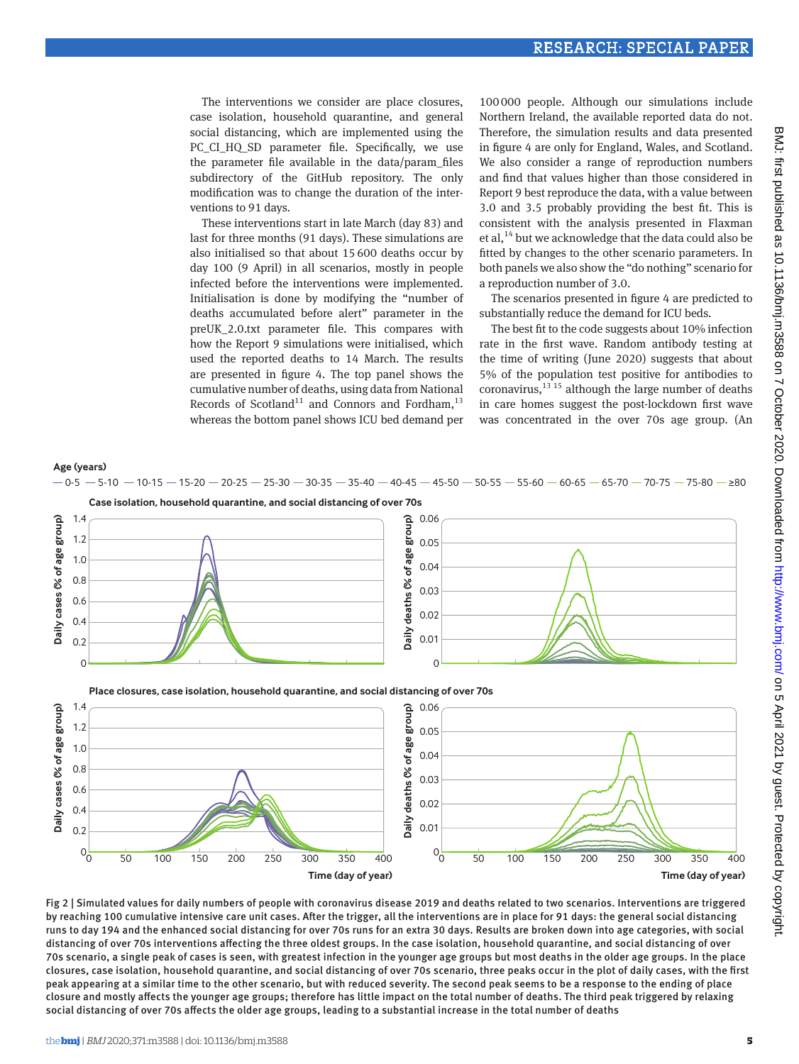The interventions we consider are place closures, case isolation, household quarantine, and general social distancing, which are implemented using the PC_CI_HQ_SD parameter file. Specifically, we use the parameter file available in the data/param_files subdirectory of the GitHub repository. The only modification was to change the duration of the interventions to 91 days.

These interventions start in late March (day 83) and last for three months (91 days). These simulations are also initialised so that about 15 600 deaths occur by day 100 (9 April) in all scenarios, mostly in people infected before the interventions were implemented. Initialisation is done by modifying the "number of deaths accumulated before alert" parameter in the preUK_2.0.txt parameter file. This compares with how the Report 9 simulations were initialised, which used the reported deaths to 14 March. The results are presented in figure 4. The top panel shows the cumulative number of deaths, using data from National Records of Scotland[11] and Connors and Fordham,[13] whereas the bottom panel shows ICU bed demand per 100 000 people. Although our simulations include Northern Ireland, the available reported data do not. Therefore, the simulation results and data presented in figure 4 are only for England, Wales, and Scotland. We also consider a range of reproduction numbers and find that values higher than those considered in Report 9 best reproduce the data, with a value between 3.0 and 3.5 probably providing the best fit. This is consistent with the analysis presented in Flaxman et al,[14] but we acknowledge that the data could also be fitted by changes to the other scenario parameters. In both panels we also show the "do nothing" scenario for a reproduction number of 3.0.

The scenarios presented in figure 4 are predicted to substantially reduce the demand for ICU beds.

The best fit to the code suggests about 10% infection rate in the first wave. Random antibody testing at the time of writing (June 2020) suggests that about 5% of the population test positive for antibodies to coronavirus,[13 15] although the large number of deaths in care homes suggest the post-lockdown first wave was concentrated in the over 70s age group. (An

Fig 2 | Simulated values for daily numbers of people with coronavirus disease 2019 and deaths related to two scenarios. Interventions are triggered by reaching 100 cumulative intensive care unit cases. After the trigger, all the interventions are in place for 91 days: the general social distancing runs to day 194 and the enhanced social distancing for over 70s runs for an extra 30 days. Results are broken down into age categories, with social distancing of over 70s interventions affecting the three oldest groups. In the case isolation, household quarantine, and social distancing of over 70s scenario, a single peak of cases is seen, with greatest infection in the younger age groups but most deaths in the older age groups. In the place closures, case isolation, household quarantine, and social distancing of over 70s scenario, three peaks occur in the plot of daily cases, with the first peak appearing at a similar time to the other scenario, but with reduced severity. The second peak seems to be a response to the ending of place closure and mostly affects the younger age groups; therefore has little impact on the total number of deaths. The third peak triggered by relaxing social distancing of over 70s affects the older age groups, leading to a substantial increase in the total number of deaths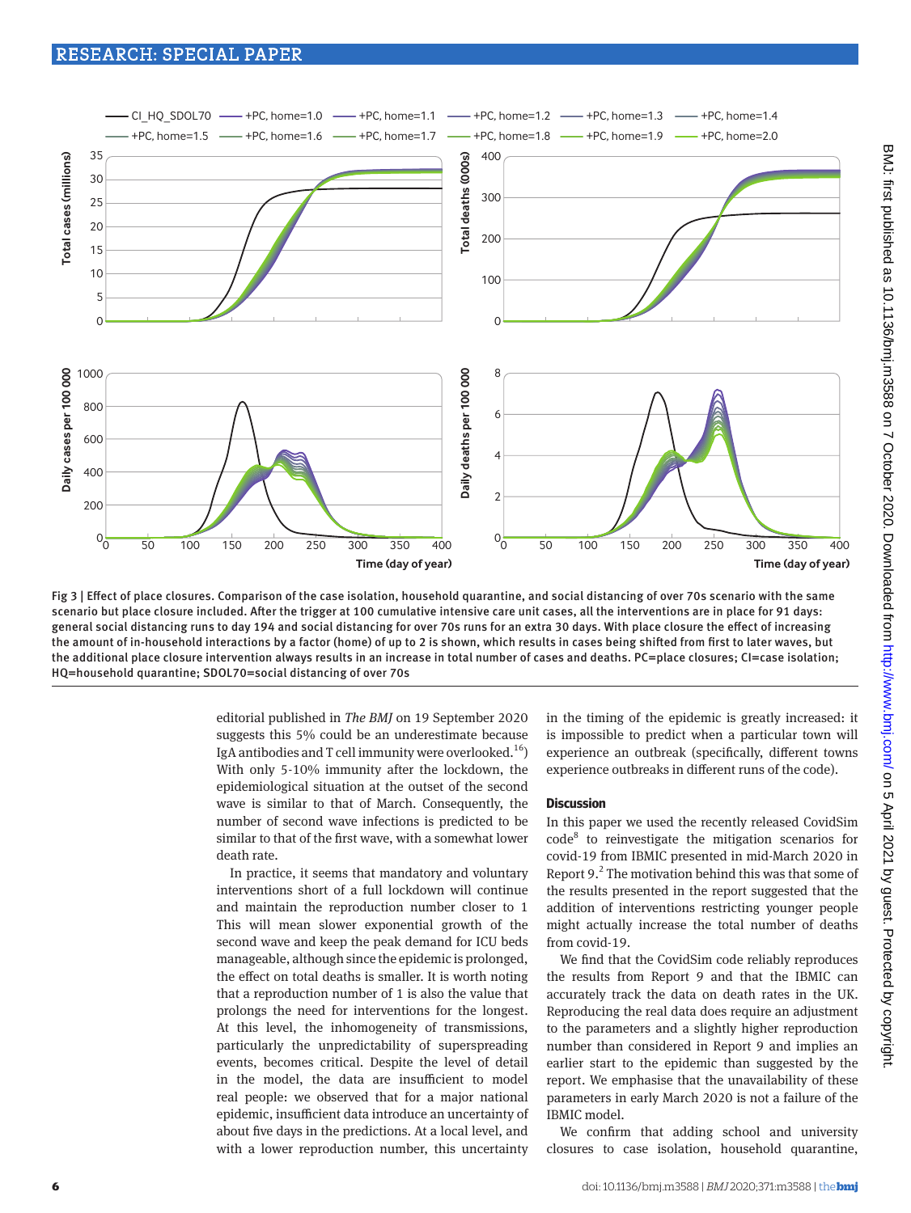Fig 3 | Effect of place closures. Comparison of the case isolation, household quarantine, and social distancing of over 70s scenario with the same scenario but place closure included. After the trigger at 100 cumulative intensive care unit cases, all the interventions are in place for 91 days: general social distancing runs to day 194 and social distancing for over 70s runs for an extra 30 days. With place closure the effect of increasing the amount of in-household interactions by a factor (home) of up to 2 is shown, which results in cases being shifted from first to later waves, but the additional place closure intervention always results in an increase in total number of cases and deaths. PC=place closures; CI=case isolation; HQ=household quarantine; SDOL70=social distancing of over 70s

editorial published in *The BMJ* on 19 September 2020 suggests this 5% could be an underestimate because IgA antibodies and T cell immunity were overlooked.[16]) With only 5-10% immunity after the lockdown, the epidemiological situation at the outset of the second wave is similar to that of March. Consequently, the number of second wave infections is predicted to be similar to that of the first wave, with a somewhat lower death rate.

In practice, it seems that mandatory and voluntary interventions short of a full lockdown will continue and maintain the reproduction number closer to 1 This will mean slower exponential growth of the second wave and keep the peak demand for ICU beds manageable, although since the epidemic is prolonged, the effect on total deaths is smaller. It is worth noting that a reproduction number of 1 is also the value that prolongs the need for interventions for the longest. At this level, the inhomogeneity of transmissions, particularly the unpredictability of superspreading events, becomes critical. Despite the level of detail in the model, the data are insufficient to model real people: we observed that for a major national epidemic, insufficient data introduce an uncertainty of about five days in the predictions. At a local level, and with a lower reproduction number, this uncertainty in the timing of the epidemic is greatly increased: it is impossible to predict when a particular town will experience an outbreak (specifically, different towns experience outbreaks in different runs of the code).

## Discussion

In this paper we used the recently released CovidSim code[8] to reinvestigate the mitigation scenarios for covid-19 from IBMIC presented in mid-March 2020 in Report 9.[2] The motivation behind this was that some of the results presented in the report suggested that the addition of interventions restricting younger people might actually increase the total number of deaths from covid-19.

We find that the CovidSim code reliably reproduces the results from Report 9 and that the IBMIC can accurately track the data on death rates in the UK. Reproducing the real data does require an adjustment to the parameters and a slightly higher reproduction number than considered in Report 9 and implies an earlier start to the epidemic than suggested by the report. We emphasise that the unavailability of these parameters in early March 2020 is not a failure of the IBMIC model.

We confirm that adding school and university closures to case isolation, household quarantine,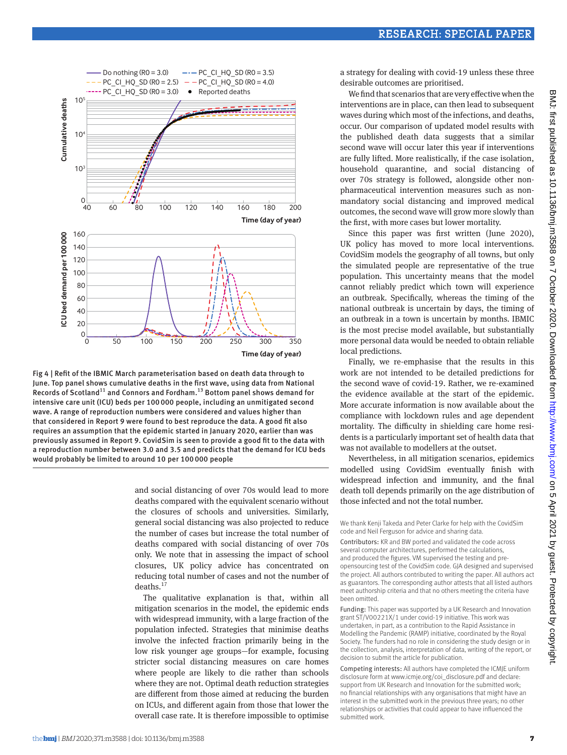Fig 4 | Refit of the IBMIC March parameterisation based on death data through to June. Top panel shows cumulative deaths in the first wave, using data from National Records of Scotland[11] and Connors and Fordham.[13] Bottom panel shows demand for intensive care unit (ICU) beds per 100 000 people, including an unmitigated second wave. A range of reproduction numbers were considered and values higher than that considered in Report 9 were found to best reproduce the data. A good fit also requires an assumption that the epidemic started in January 2020, earlier than was previously assumed in Report 9. CovidSim is seen to provide a good fit to the data with a reproduction number between 3.0 and 3.5 and predicts that the demand for ICU beds would probably be limited to around 10 per 100 000 people

and social distancing of over 70s would lead to more deaths compared with the equivalent scenario without the closures of schools and universities. Similarly, general social distancing was also projected to reduce the number of cases but increase the total number of deaths compared with social distancing of over 70s only. We note that in assessing the impact of school closures, UK policy advice has concentrated on reducing total number of cases and not the number of deaths.[17]

The qualitative explanation is that, within all mitigation scenarios in the model, the epidemic ends with widespread immunity, with a large fraction of the population infected. Strategies that minimise deaths involve the infected fraction primarily being in the low risk younger age groups—for example, focusing stricter social distancing measures on care homes where people are likely to die rather than schools where they are not. Optimal death reduction strategies are different from those aimed at reducing the burden on ICUs, and different again from those that lower the overall case rate. It is therefore impossible to optimise a strategy for dealing with covid-19 unless these three desirable outcomes are prioritised.

We find that scenarios that are very effective when the interventions are in place, can then lead to subsequent waves during which most of the infections, and deaths, occur. Our comparison of updated model results with the published death data suggests that a similar second wave will occur later this year if interventions are fully lifted. More realistically, if the case isolation, household quarantine, and social distancing of over 70s strategy is followed, alongside other non-pharmaceutical intervention measures such as non-mandatory social distancing and improved medical outcomes, the second wave will grow more slowly than the first, with more cases but lower mortality.

Since this paper was first written (June 2020), UK policy has moved to more local interventions. CovidSim models the geography of all towns, but only the simulated people are representative of the true population. This uncertainty means that the model cannot reliably predict which town will experience an outbreak. Specifically, whereas the timing of the national outbreak is uncertain by days, the timing of an outbreak in a town is uncertain by months. IBMIC is the most precise model available, but substantially more personal data would be needed to obtain reliable local predictions.

Finally, we re-emphasise that the results in this work are not intended to be detailed predictions for the second wave of covid-19. Rather, we re-examined the evidence available at the start of the epidemic. More accurate information is now available about the compliance with lockdown rules and age dependent mortality. The difficulty in shielding care home residents is a particularly important set of health data that was not available to modellers at the outset.

Nevertheless, in all mitigation scenarios, epidemics modelled using CovidSim eventually finish with widespread infection and immunity, and the final death toll depends primarily on the age distribution of those infected and not the total number.

We thank Kenji Takeda and Peter Clarke for help with the CovidSim code and Neil Ferguson for advice and sharing data.

**Contributors:** KR and BW ported and validated the code across several computer architectures, performed the calculations, and produced the figures. VM supervised the testing and pre-opensourcing test of the CovidSim code. GJA designed and supervised the project. All authors contributed to writing the paper. All authors act as guarantors. The corresponding author attests that all listed authors meet authorship criteria and that no others meeting the criteria have been omitted.

**Funding:** This paper was supported by a UK Research and Innovation grant ST/V00221X/1 under covid-19 initiative. This work was undertaken, in part, as a contribution to the Rapid Assistance in Modelling the Pandemic (RAMP) initiative, coordinated by the Royal Society. The funders had no role in considering the study design or in the collection, analysis, interpretation of data, writing of the report, or decision to submit the article for publication.

**Competing interests:** All authors have completed the ICMJE uniform disclosure form at www.icmje.org/coi_disclosure.pdf and declare: support from UK Research and Innovation for the submitted work; no financial relationships with any organisations that might have an interest in the submitted work in the previous three years; no other relationships or activities that could appear to have influenced the submitted work.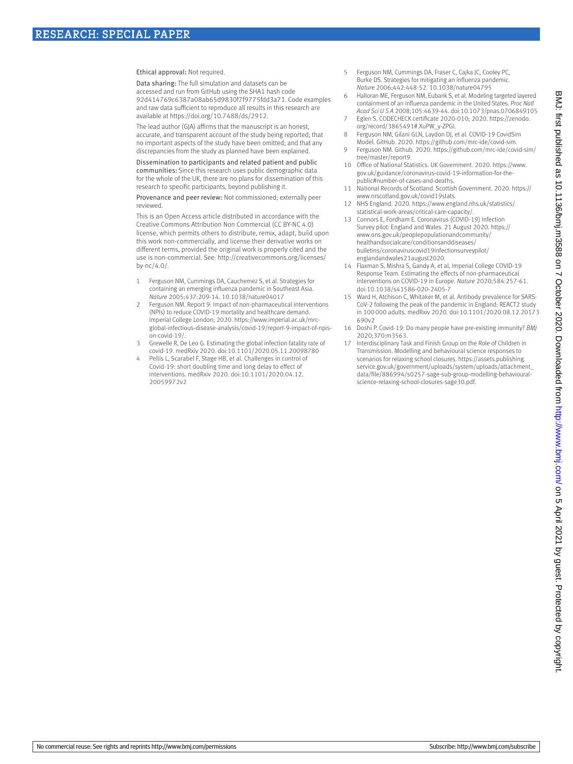**Ethical approval:** Not required.

**Data sharing:** The full simulation and datasets can be accessed and run from GitHub using the SHA1 hash code 92d414769c6387a08ab65d9830f7f9775fdd3a71. Code examples and raw data sufficient to reproduce all results in this research are available at https://doi.org/10.7488/ds/2912.

The lead author (GJA) affirms that the manuscript is an honest, accurate, and transparent account of the study being reported; that no important aspects of the study have been omitted; and that any discrepancies from the study as planned have been explained.

**Dissemination to participants and related patient and public communities:** Since this research uses public demographic data for the whole of the UK, there are no plans for dissemination of this research to specific participants, beyond publishing it.

**Provenance and peer review:** Not commissioned; externally peer reviewed.

This is an Open Access article distributed in accordance with the Creative Commons Attribution Non Commercial (CC BY-NC 4.0) license, which permits others to distribute, remix, adapt, build upon this work non-commercially, and license their derivative works on different terms, provided the original work is properly cited and the use is non-commercial. See: http://creativecommons.org/licenses/by-nc/4.0/.

1. Ferguson NM, Cummings DA, Cauchemez S, et al. Strategies for containing an emerging influenza pandemic in Southeast Asia. *Nature* 2005;437:209-14. 10.1038/nature04017
2. Ferguson NM. Report 9: Impact of non-pharmaceutical interventions (NPIs) to reduce COVID-19 mortality and healthcare demand. Imperial College London; 2020. https://www.imperial.ac.uk/mrc-global-infectious-disease-analysis/covid-19/report-9-impact-of-npis-on-covid-19/.
3. Grewelle R, De Leo G. Estimating the global infection fatality rate of covid-19. medRxiv 2020. doi:10.1101/2020.05.11.20098780
4. Pellis L, Scarabel F, Stage HB, et al. Challenges in control of Covid-19: short doubling time and long delay to effect of interventions. medRxiv 2020. doi:10.1101/2020.04.12.20059972v2
5. Ferguson NM, Cummings DA, Fraser C, Cajka JC, Cooley PC, Burke DS. Strategies for mitigating an influenza pandemic. *Nature* 2006;442:448-52. 10.1038/nature04795
6. Halloran ME, Ferguson NM, Eubank S, et al. Modeling targeted layered containment of an influenza pandemic in the United States. *Proc Natl Acad Sci U S A* 2008;105:4639-44. doi:10.1073/pnas.0706849105
7. Eglen S. CODECHECK certificate 2020-010; 2020. https://zenodo.org/record/3865491#.XuPW_y-ZPGI.
8. Ferguson NM, Gilani GLN, Laydon DJ, et al. COVID-19 CovidSim Model. GitHub. 2020. https://github.com/mrc-ide/covid-sim.
9. Ferguson NM. Github. 2020. https://github.com/mrc-ide/covid-sim/tree/master/report9.
10. Office of National Statistics. UK Government. 2020. https://www.gov.uk/guidance/coronavirus-covid-19-information-for-the-public#number-of-cases-and-deaths.
11. National Records of Scotland. Scottish Government. 2020. https://www.nrscotland.gov.uk/covid19stats.
12. NHS England. 2020. https://www.england.nhs.uk/statistics/statistical-work-areas/critical-care-capacity/.
13. Connors E, Fordham E. Coronavirus (COVID-19) Infection Survey pilot: England and Wales. 21 August 2020. https://www.ons.gov.uk/peoplepopulationandcommunity/healthandsocialcare/conditionsanddiseases/bulletins/coronaviruscovid19infectionsurveypilot/englandandwales21august2020.
14. Flaxman S, Mishra S, Gandy A, et al, Imperial College COVID-19 Response Team. Estimating the effects of non-pharmaceutical interventions on COVID-19 in Europe. *Nature* 2020;584:257-61. doi:10.1038/s41586-020-2405-7
15. Ward H, Atchison C, Whitaker M, et al. Antibody prevalence for SARS-CoV-2 following the peak of the pandemic in England: REACT2 study in 100 000 adults. medRxiv 2020. doi:10.1101/2020.08.12.20173690v2
16. Doshi P. Covid-19: Do many people have pre-existing immunity? *BMJ* 2020;370:m3563.
17. Interdisciplinary Task and Finish Group on the Role of Children in Transmission. Modelling and behavioural science responses to scenarios for relaxing school closures. https://assets.publishing.service.gov.uk/government/uploads/system/uploads/attachment_data/file/886994/s0257-sage-sub-group-modelling-behavioural-science-relaxing-school-closures-sage30.pdf.